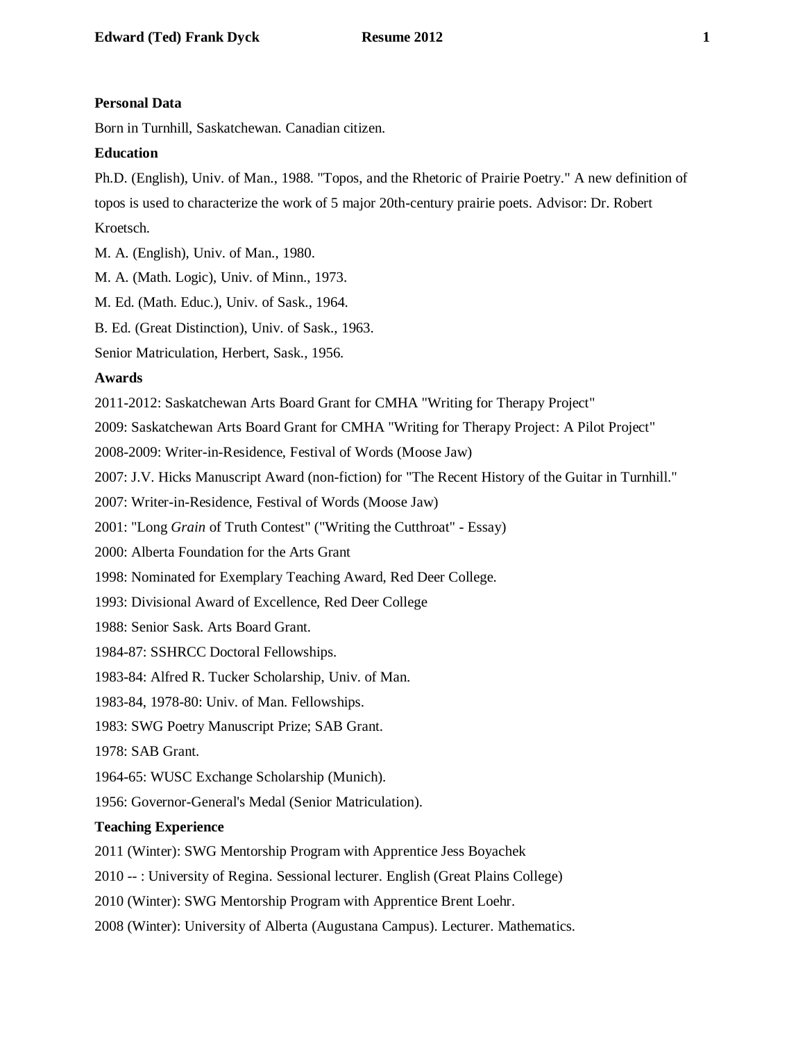**Personal Data**

Born in Turnhill, Saskatchewan. Canadian citizen.

**Education**

Ph.D. (English), Univ. of Man., 1988. "Topos, and the Rhetoric of Prairie Poetry." A new definition of topos is used to characterize the work of 5 major 20th-century prairie poets. Advisor: Dr. Robert Kroetsch.

M. A. (English), Univ. of Man., 1980.

M. A. (Math. Logic), Univ. of Minn., 1973.

M. Ed. (Math. Educ.), Univ. of Sask., 1964.

B. Ed. (Great Distinction), Univ. of Sask., 1963.

Senior Matriculation, Herbert, Sask., 1956.

**Awards**

2011-2012: Saskatchewan Arts Board Grant for CMHA "Writing for Therapy Project"

2009: Saskatchewan Arts Board Grant for CMHA "Writing for Therapy Project: A Pilot Project"

2008-2009: Writer-in-Residence, Festival of Words (Moose Jaw)

2007: J.V. Hicks Manuscript Award (non-fiction) for "The Recent History of the Guitar in Turnhill."

2007: Writer-in-Residence, Festival of Words (Moose Jaw)

2001: "Long *Grain* of Truth Contest" ("Writing the Cutthroat" - Essay)

2000: Alberta Foundation for the Arts Grant

1998: Nominated for Exemplary Teaching Award, Red Deer College.

1993: Divisional Award of Excellence, Red Deer College

1988: Senior Sask. Arts Board Grant.

1984-87: SSHRCC Doctoral Fellowships.

1983-84: Alfred R. Tucker Scholarship, Univ. of Man.

1983-84, 1978-80: Univ. of Man. Fellowships.

1983: SWG Poetry Manuscript Prize; SAB Grant.

1978: SAB Grant.

1964-65: WUSC Exchange Scholarship (Munich).

1956: Governor-General's Medal (Senior Matriculation).

**Teaching Experience**

2011 (Winter): SWG Mentorship Program with Apprentice Jess Boyachek

2010 -- : University of Regina. Sessional lecturer. English (Great Plains College)

2010 (Winter): SWG Mentorship Program with Apprentice Brent Loehr.

2008 (Winter): University of Alberta (Augustana Campus). Lecturer. Mathematics.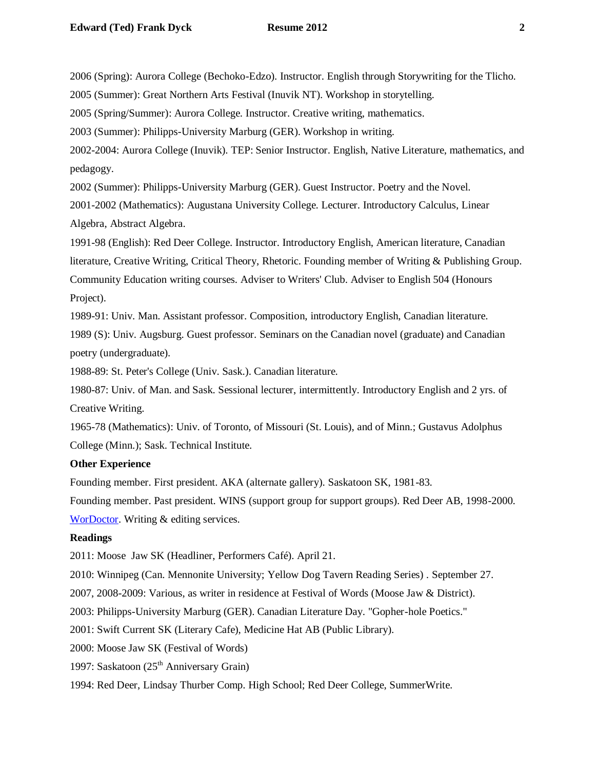2006 (Spring): Aurora College (Bechoko-Edzo). Instructor. English through Storywriting for the Tlicho.

2005 (Summer): Great Northern Arts Festival (Inuvik NT). Workshop in storytelling.

2005 (Spring/Summer): Aurora College. Instructor. Creative writing, mathematics.

2003 (Summer): Philipps-University Marburg (GER). Workshop in writing.

2002-2004: Aurora College (Inuvik). TEP: Senior Instructor. English, Native Literature, mathematics, and pedagogy.

2002 (Summer): Philipps-University Marburg (GER). Guest Instructor. Poetry and the Novel.

2001-2002 (Mathematics): Augustana University College. Lecturer. Introductory Calculus, Linear Algebra, Abstract Algebra.

1991-98 (English): Red Deer College. Instructor. Introductory English, American literature, Canadian literature, Creative Writing, Critical Theory, Rhetoric. Founding member of Writing & Publishing Group. Community Education writing courses. Adviser to Writers' Club. Adviser to English 504 (Honours Project).

1989-91: Univ. Man. Assistant professor. Composition, introductory English, Canadian literature.

1989 (S): Univ. Augsburg. Guest professor. Seminars on the Canadian novel (graduate) and Canadian poetry (undergraduate).

1988-89: St. Peter's College (Univ. Sask.). Canadian literature.

1980-87: Univ. of Man. and Sask. Sessional lecturer, intermittently. Introductory English and 2 yrs. of Creative Writing.

1965-78 (Mathematics): Univ. of Toronto, of Missouri (St. Louis), and of Minn.; Gustavus Adolphus College (Minn.); Sask. Technical Institute.

**Other Experience**

Founding member. First president. AKA (alternate gallery). Saskatoon SK, 1981-83.

Founding member. Past president. WINS (support group for support groups). Red Deer AB, 1998-2000.

WorDoctor. Writing & editing services.

**Readings**

2011: Moose Jaw SK (Headliner, Performers Café). April 21.

2010: Winnipeg (Can. Mennonite University; Yellow Dog Tavern Reading Series) . September 27.

2007, 2008-2009: Various, as writer in residence at Festival of Words (Moose Jaw & District).

2003: Philipps-University Marburg (GER). Canadian Literature Day. "Gopher-hole Poetics."

2001: Swift Current SK (Literary Cafe), Medicine Hat AB (Public Library).

2000: Moose Jaw SK (Festival of Words)

1997: Saskatoon (25th Anniversary Grain)

1994: Red Deer, Lindsay Thurber Comp. High School; Red Deer College, SummerWrite.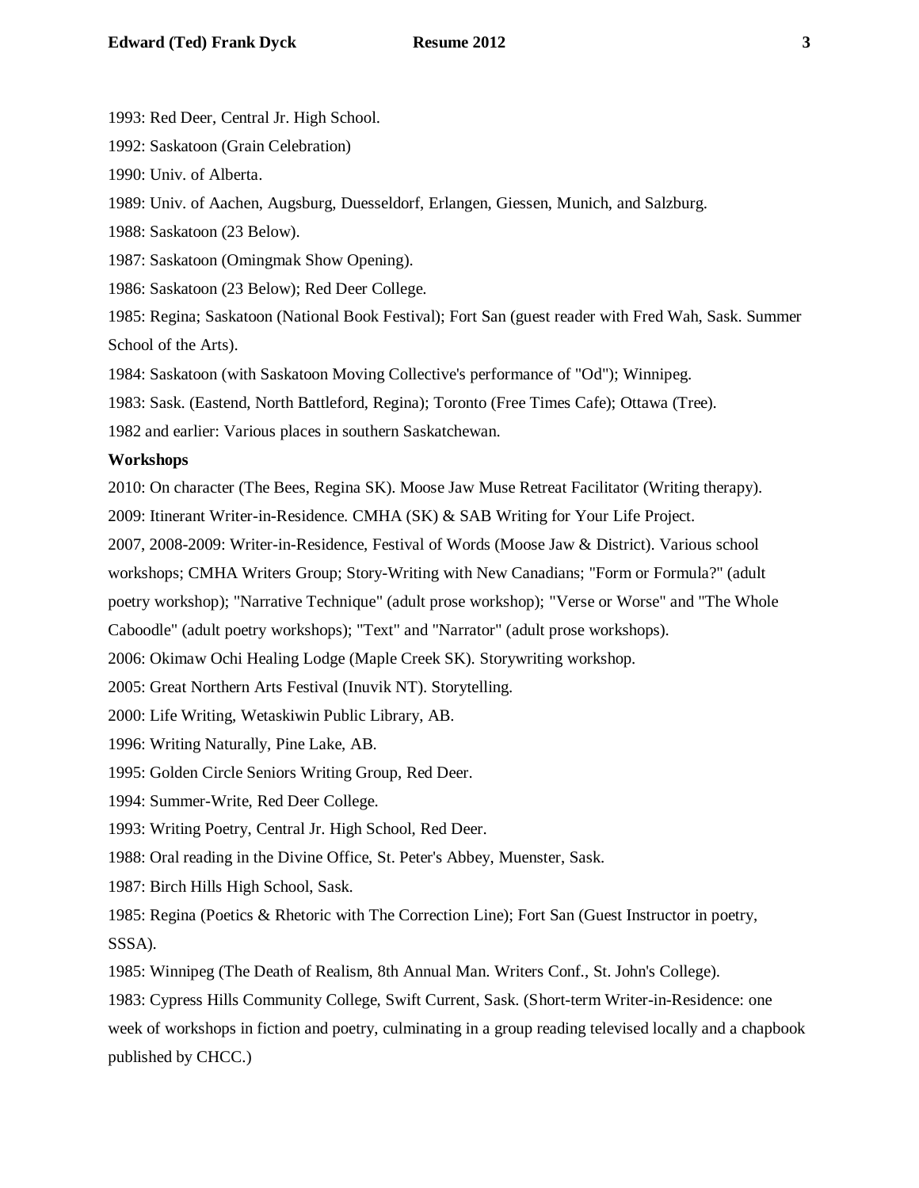1993: Red Deer, Central Jr. High School.

1992: Saskatoon (Grain Celebration)

1990: Univ. of Alberta.

1989: Univ. of Aachen, Augsburg, Duesseldorf, Erlangen, Giessen, Munich, and Salzburg.

1988: Saskatoon (23 Below).

1987: Saskatoon (Omingmak Show Opening).

1986: Saskatoon (23 Below); Red Deer College.

1985: Regina; Saskatoon (National Book Festival); Fort San (guest reader with Fred Wah, Sask. Summer School of the Arts).

1984: Saskatoon (with Saskatoon Moving Collective's performance of "Od"); Winnipeg.

1983: Sask. (Eastend, North Battleford, Regina); Toronto (Free Times Cafe); Ottawa (Tree).

1982 and earlier: Various places in southern Saskatchewan.

**Workshops**

2010: On character (The Bees, Regina SK). Moose Jaw Muse Retreat Facilitator (Writing therapy).

2009: Itinerant Writer-in-Residence. CMHA (SK) & SAB Writing for Your Life Project.

2007, 2008-2009: Writer-in-Residence, Festival of Words (Moose Jaw & District). Various school workshops; CMHA Writers Group; Story-Writing with New Canadians; "Form or Formula?" (adult poetry workshop); "Narrative Technique" (adult prose workshop); "Verse or Worse" and "The Whole Caboodle" (adult poetry workshops); "Text" and "Narrator" (adult prose workshops).

2006: Okimaw Ochi Healing Lodge (Maple Creek SK). Storywriting workshop.

2005: Great Northern Arts Festival (Inuvik NT). Storytelling.

2000: Life Writing, Wetaskiwin Public Library, AB.

1996: Writing Naturally, Pine Lake, AB.

1995: Golden Circle Seniors Writing Group, Red Deer.

1994: Summer-Write, Red Deer College.

1993: Writing Poetry, Central Jr. High School, Red Deer.

1988: Oral reading in the Divine Office, St. Peter's Abbey, Muenster, Sask.

1987: Birch Hills High School, Sask.

1985: Regina (Poetics & Rhetoric with The Correction Line); Fort San (Guest Instructor in poetry, SSSA).

1985: Winnipeg (The Death of Realism, 8th Annual Man. Writers Conf., St. John's College).

1983: Cypress Hills Community College, Swift Current, Sask. (Short-term Writer-in-Residence: one week of workshops in fiction and poetry, culminating in a group reading televised locally and a chapbook published by CHCC.)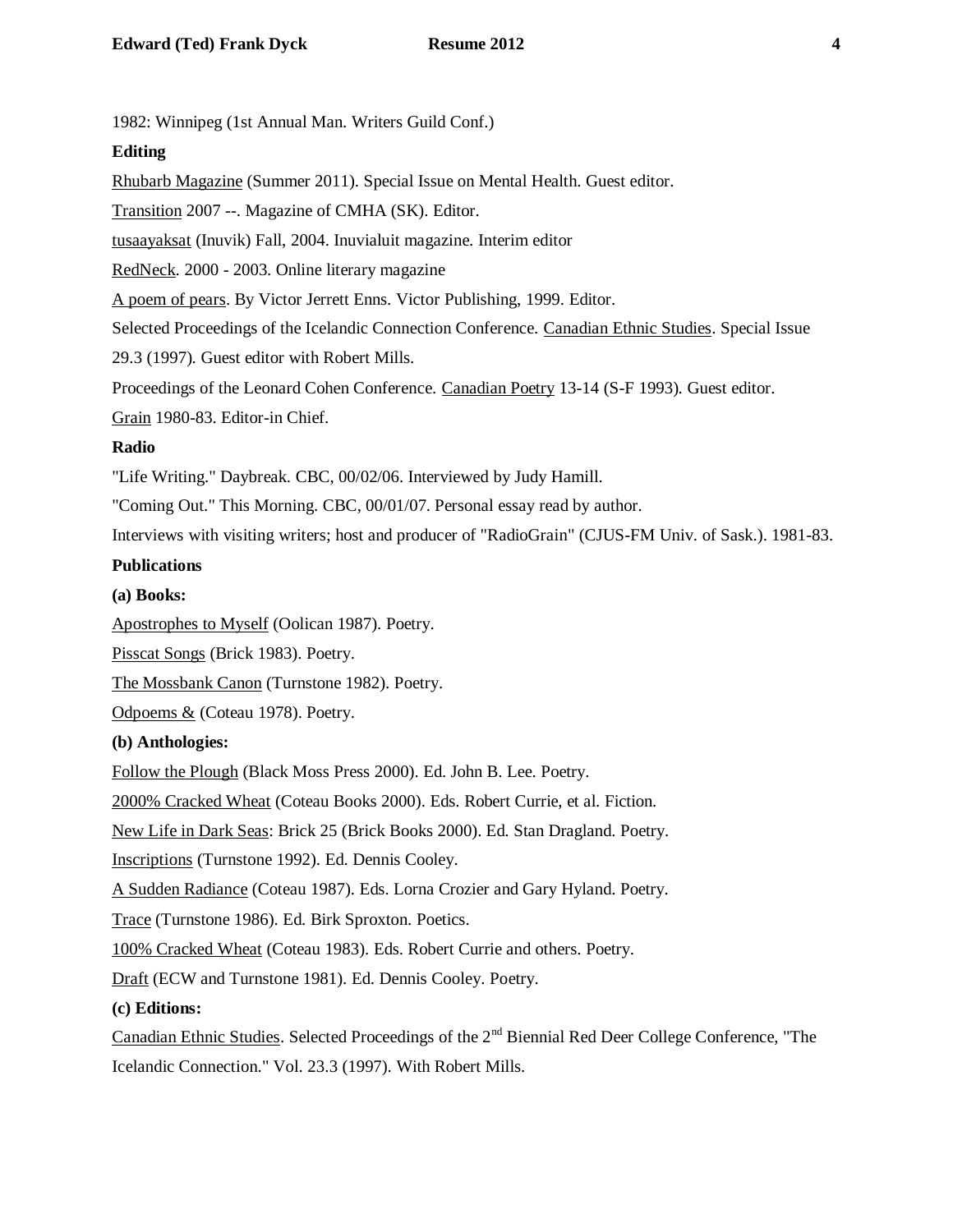1982: Winnipeg (1st Annual Man. Writers Guild Conf.)

**Editing**

Rhubarb Magazine (Summer 2011). Special Issue on Mental Health. Guest editor.

Transition 2007 --. Magazine of CMHA (SK). Editor.

tusaayaksat (Inuvik) Fall, 2004. Inuvialuit magazine. Interim editor

RedNeck. 2000 - 2003. Online literary magazine

A poem of pears. By Victor Jerrett Enns. Victor Publishing, 1999. Editor.

Selected Proceedings of the Icelandic Connection Conference. Canadian Ethnic Studies. Special Issue 29.3 (1997). Guest editor with Robert Mills.

Proceedings of the Leonard Cohen Conference. Canadian Poetry 13-14 (S-F 1993). Guest editor.

Grain 1980-83. Editor-in Chief.

**Radio**

"Life Writing." Daybreak. CBC, 00/02/06. Interviewed by Judy Hamill.

"Coming Out." This Morning. CBC, 00/01/07. Personal essay read by author.

Interviews with visiting writers; host and producer of "RadioGrain" (CJUS-FM Univ. of Sask.). 1981-83.

**Publications**

**(a) Books:**

Apostrophes to Myself (Oolican 1987). Poetry.

Pisscat Songs (Brick 1983). Poetry.

The Mossbank Canon (Turnstone 1982). Poetry.

Odpoems & (Coteau 1978). Poetry.

**(b) Anthologies:**

Follow the Plough (Black Moss Press 2000). Ed. John B. Lee. Poetry.

2000% Cracked Wheat (Coteau Books 2000). Eds. Robert Currie, et al. Fiction.

New Life in Dark Seas: Brick 25 (Brick Books 2000). Ed. Stan Dragland. Poetry.

Inscriptions (Turnstone 1992). Ed. Dennis Cooley.

A Sudden Radiance (Coteau 1987). Eds. Lorna Crozier and Gary Hyland. Poetry.

Trace (Turnstone 1986). Ed. Birk Sproxton. Poetics.

100% Cracked Wheat (Coteau 1983). Eds. Robert Currie and others. Poetry.

Draft (ECW and Turnstone 1981). Ed. Dennis Cooley. Poetry.

**(c) Editions:**

Canadian Ethnic Studies. Selected Proceedings of the 2nd Biennial Red Deer College Conference, "The Icelandic Connection." Vol. 23.3 (1997). With Robert Mills.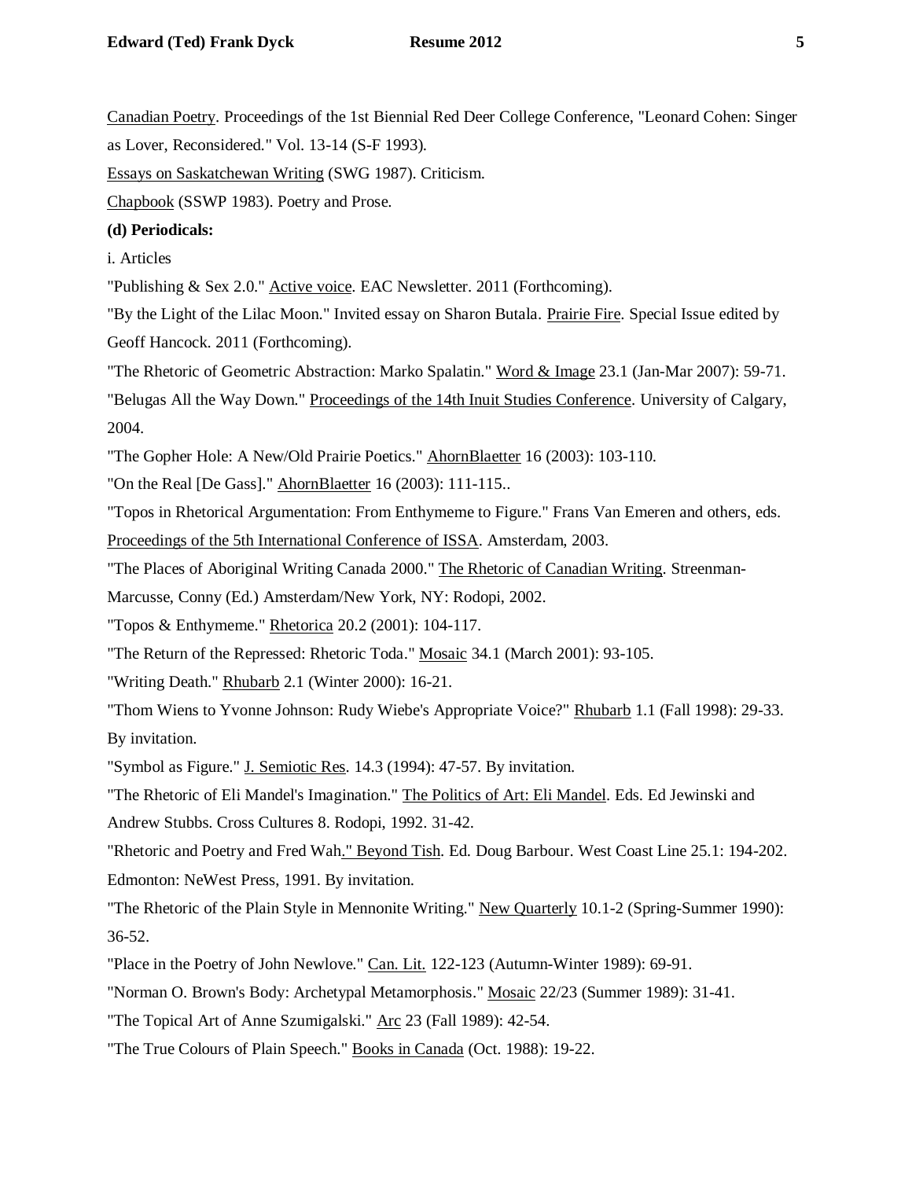Canadian Poetry. Proceedings of the 1st Biennial Red Deer College Conference, "Leonard Cohen: Singer as Lover, Reconsidered." Vol. 13-14 (S-F 1993).

Essays on Saskatchewan Writing (SWG 1987). Criticism.

Chapbook (SSWP 1983). Poetry and Prose.

**(d) Periodicals:**

i. Articles

"Publishing & Sex 2.0." Active voice. EAC Newsletter. 2011 (Forthcoming).

"By the Light of the Lilac Moon." Invited essay on Sharon Butala. Prairie Fire. Special Issue edited by Geoff Hancock. 2011 (Forthcoming).

"The Rhetoric of Geometric Abstraction: Marko Spalatin." Word & Image 23.1 (Jan-Mar 2007): 59-71.

"Belugas All the Way Down." Proceedings of the 14th Inuit Studies Conference. University of Calgary, 2004.

"The Gopher Hole: A New/Old Prairie Poetics." AhornBlaetter 16 (2003): 103-110.

"On the Real [De Gass]." AhornBlaetter 16 (2003): 111-115..

"Topos in Rhetorical Argumentation: From Enthymeme to Figure." Frans Van Emeren and others, eds. Proceedings of the 5th International Conference of ISSA. Amsterdam, 2003.

"The Places of Aboriginal Writing Canada 2000." The Rhetoric of Canadian Writing. Streenman-Marcusse, Conny (Ed.) Amsterdam/New York, NY: Rodopi, 2002.

"Topos & Enthymeme." Rhetorica 20.2 (2001): 104-117.

"The Return of the Repressed: Rhetoric Toda." Mosaic 34.1 (March 2001): 93-105.

"Writing Death." Rhubarb 2.1 (Winter 2000): 16-21.

"Thom Wiens to Yvonne Johnson: Rudy Wiebe's Appropriate Voice?" Rhubarb 1.1 (Fall 1998): 29-33. By invitation.

"Symbol as Figure." J. Semiotic Res. 14.3 (1994): 47-57. By invitation.

"The Rhetoric of Eli Mandel's Imagination." The Politics of Art: Eli Mandel. Eds. Ed Jewinski and Andrew Stubbs. Cross Cultures 8. Rodopi, 1992. 31-42.

"Rhetoric and Poetry and Fred Wah." Beyond Tish. Ed. Doug Barbour. West Coast Line 25.1: 194-202. Edmonton: NeWest Press, 1991. By invitation.

"The Rhetoric of the Plain Style in Mennonite Writing." New Quarterly 10.1-2 (Spring-Summer 1990): 36-52.

"Place in the Poetry of John Newlove." Can. Lit. 122-123 (Autumn-Winter 1989): 69-91.

"Norman O. Brown's Body: Archetypal Metamorphosis." Mosaic 22/23 (Summer 1989): 31-41.

"The Topical Art of Anne Szumigalski." Arc 23 (Fall 1989): 42-54.

"The True Colours of Plain Speech." Books in Canada (Oct. 1988): 19-22.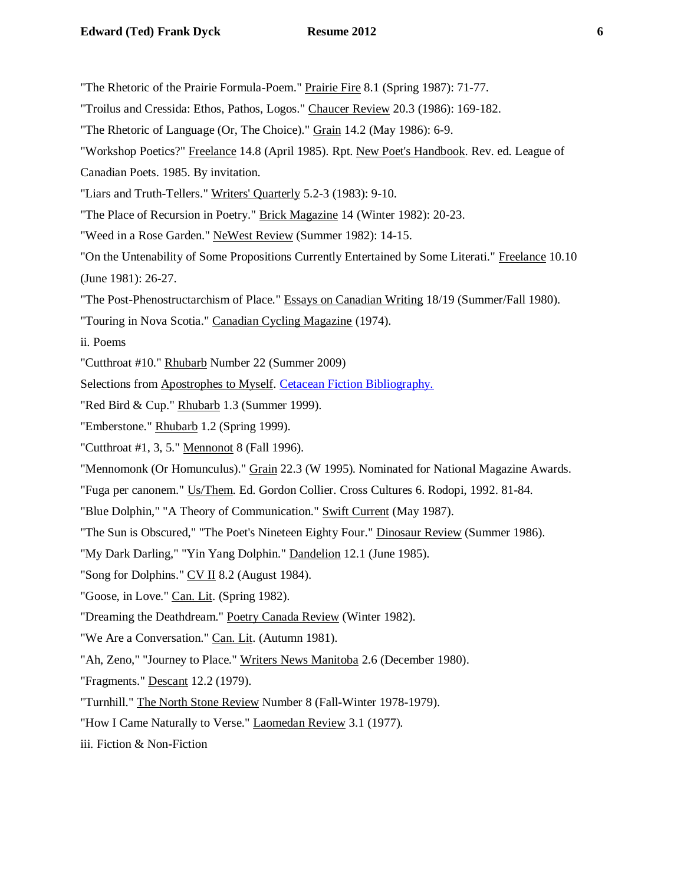"The Rhetoric of the Prairie Formula-Poem." Prairie Fire 8.1 (Spring 1987): 71-77.

"Troilus and Cressida: Ethos, Pathos, Logos." Chaucer Review 20.3 (1986): 169-182.

"The Rhetoric of Language (Or, The Choice)." Grain 14.2 (May 1986): 6-9.

"Workshop Poetics?" Freelance 14.8 (April 1985). Rpt. New Poet's Handbook. Rev. ed. League of Canadian Poets. 1985. By invitation.

"Liars and Truth-Tellers." Writers' Quarterly 5.2-3 (1983): 9-10.

"The Place of Recursion in Poetry." Brick Magazine 14 (Winter 1982): 20-23.

"Weed in a Rose Garden." NeWest Review (Summer 1982): 14-15.

"On the Untenability of Some Propositions Currently Entertained by Some Literati." Freelance 10.10 (June 1981): 26-27.

"The Post-Phenostructarchism of Place." Essays on Canadian Writing 18/19 (Summer/Fall 1980).

"Touring in Nova Scotia." Canadian Cycling Magazine (1974).

ii. Poems

"Cutthroat #10." Rhubarb Number 22 (Summer 2009)

Selections from Apostrophes to Myself. Cetacean Fiction Bibliography.

"Red Bird & Cup." Rhubarb 1.3 (Summer 1999).

"Emberstone." Rhubarb 1.2 (Spring 1999).

"Cutthroat #1, 3, 5." Mennonot 8 (Fall 1996).

"Mennomonk (Or Homunculus)." Grain 22.3 (W 1995). Nominated for National Magazine Awards.

"Fuga per canonem." Us/Them. Ed. Gordon Collier. Cross Cultures 6. Rodopi, 1992. 81-84.

"Blue Dolphin," "A Theory of Communication." Swift Current (May 1987).

"The Sun is Obscured," "The Poet's Nineteen Eighty Four." Dinosaur Review (Summer 1986).

"My Dark Darling," "Yin Yang Dolphin." Dandelion 12.1 (June 1985).

"Song for Dolphins." CV II 8.2 (August 1984).

"Goose, in Love." Can. Lit. (Spring 1982).

"Dreaming the Deathdream." Poetry Canada Review (Winter 1982).

"We Are a Conversation." Can. Lit. (Autumn 1981).

"Ah, Zeno," "Journey to Place." Writers News Manitoba 2.6 (December 1980).

"Fragments." Descant 12.2 (1979).

"Turnhill." The North Stone Review Number 8 (Fall-Winter 1978-1979).

"How I Came Naturally to Verse." Laomedan Review 3.1 (1977).

iii. Fiction & Non-Fiction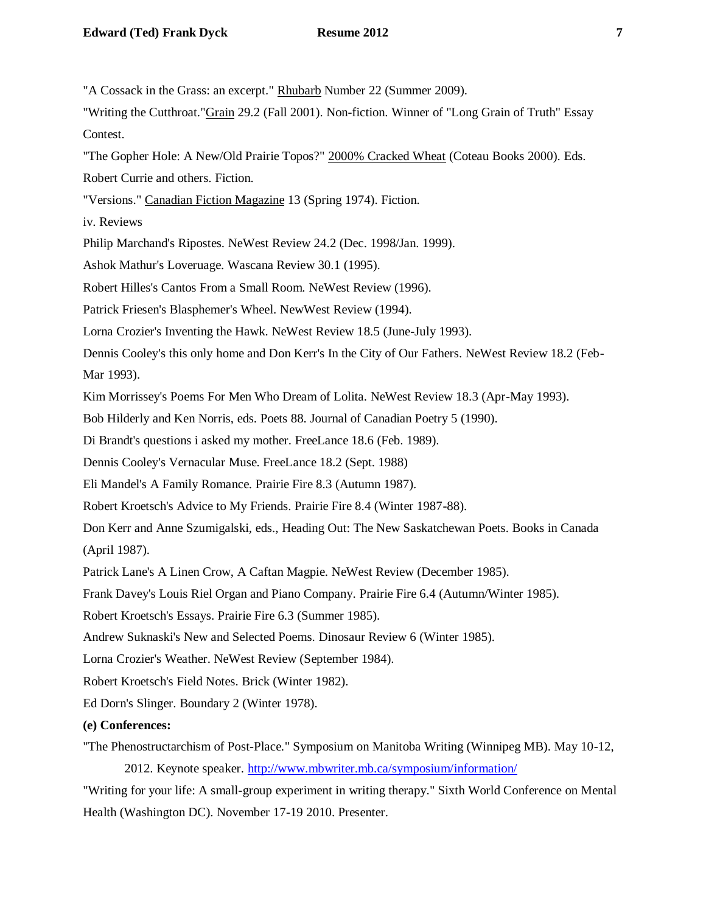"A Cossack in the Grass: an excerpt." <u>Rhubarb</u> Number 22 (Summer 2009).

"Writing the Cutthroat."<u>Grain</u> 29.2 (Fall 2001). Non-fiction. Winner of "Long Grain of Truth" Essay Contest.

"The Gopher Hole: A New/Old Prairie Topos?" <u>2000% Cracked Wheat</u> (Coteau Books 2000). Eds. Robert Currie and others. Fiction.

"Versions." <u>Canadian Fiction Magazine</u> 13 (Spring 1974). Fiction.

iv. Reviews

Philip Marchand's Ripostes. NeWest Review 24.2 (Dec. 1998/Jan. 1999).

Ashok Mathur's Loveruage. Wascana Review 30.1 (1995).

Robert Hilles's Cantos From a Small Room. NeWest Review (1996).

Patrick Friesen's Blasphemer's Wheel. NewWest Review (1994).

Lorna Crozier's Inventing the Hawk. NeWest Review 18.5 (June-July 1993).

Dennis Cooley's this only home and Don Kerr's In the City of Our Fathers. NeWest Review 18.2 (Feb-Mar 1993).

Kim Morrissey's Poems For Men Who Dream of Lolita. NeWest Review 18.3 (Apr-May 1993).

Bob Hilderly and Ken Norris, eds. Poets 88. Journal of Canadian Poetry 5 (1990).

Di Brandt's questions i asked my mother. FreeLance 18.6 (Feb. 1989).

Dennis Cooley's Vernacular Muse. FreeLance 18.2 (Sept. 1988)

Eli Mandel's A Family Romance. Prairie Fire 8.3 (Autumn 1987).

Robert Kroetsch's Advice to My Friends. Prairie Fire 8.4 (Winter 1987-88).

Don Kerr and Anne Szumigalski, eds., Heading Out: The New Saskatchewan Poets. Books in Canada (April 1987).

Patrick Lane's A Linen Crow, A Caftan Magpie. NeWest Review (December 1985).

Frank Davey's Louis Riel Organ and Piano Company. Prairie Fire 6.4 (Autumn/Winter 1985).

Robert Kroetsch's Essays. Prairie Fire 6.3 (Summer 1985).

Andrew Suknaski's New and Selected Poems. Dinosaur Review 6 (Winter 1985).

Lorna Crozier's Weather. NeWest Review (September 1984).

Robert Kroetsch's Field Notes. Brick (Winter 1982).

Ed Dorn's Slinger. Boundary 2 (Winter 1978).

**(e) Conferences:**

"The Phenostructarchism of Post-Place." Symposium on Manitoba Writing (Winnipeg MB). May 10-12, 2012. Keynote speaker. http://www.mbwriter.mb.ca/symposium/information/

"Writing for your life: A small-group experiment in writing therapy." Sixth World Conference on Mental Health (Washington DC). November 17-19 2010. Presenter.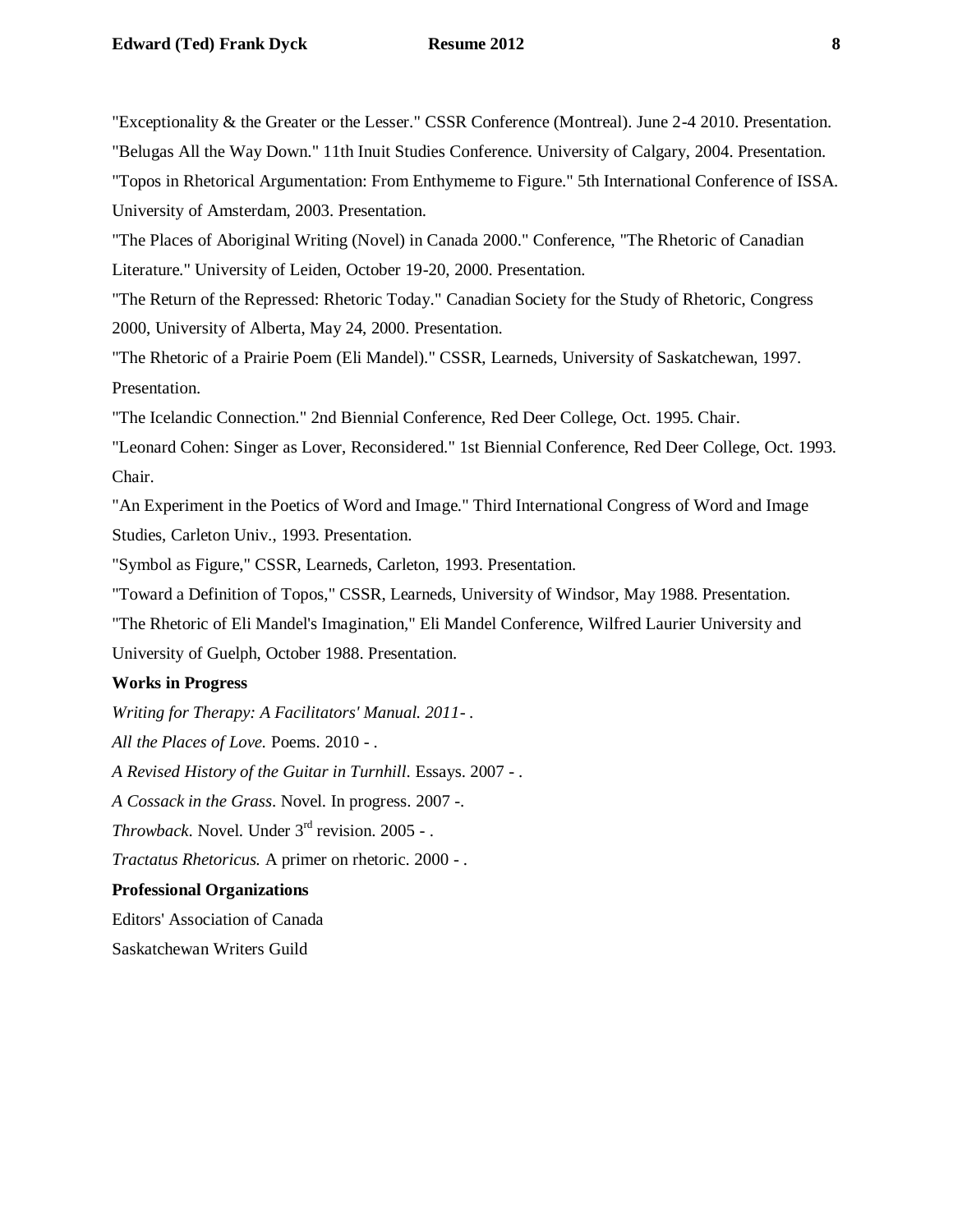"Exceptionality & the Greater or the Lesser." CSSR Conference (Montreal). June 2-4 2010. Presentation.

"Belugas All the Way Down." 11th Inuit Studies Conference. University of Calgary, 2004. Presentation.

"Topos in Rhetorical Argumentation: From Enthymeme to Figure." 5th International Conference of ISSA. University of Amsterdam, 2003. Presentation.

"The Places of Aboriginal Writing (Novel) in Canada 2000." Conference, "The Rhetoric of Canadian Literature." University of Leiden, October 19-20, 2000. Presentation.

"The Return of the Repressed: Rhetoric Today." Canadian Society for the Study of Rhetoric, Congress 2000, University of Alberta, May 24, 2000. Presentation.

"The Rhetoric of a Prairie Poem (Eli Mandel)." CSSR, Learneds, University of Saskatchewan, 1997. Presentation.

"The Icelandic Connection." 2nd Biennial Conference, Red Deer College, Oct. 1995. Chair.

"Leonard Cohen: Singer as Lover, Reconsidered." 1st Biennial Conference, Red Deer College, Oct. 1993. Chair.

"An Experiment in the Poetics of Word and Image." Third International Congress of Word and Image Studies, Carleton Univ., 1993. Presentation.

"Symbol as Figure," CSSR, Learneds, Carleton, 1993. Presentation.

"Toward a Definition of Topos," CSSR, Learneds, University of Windsor, May 1988. Presentation.

"The Rhetoric of Eli Mandel's Imagination," Eli Mandel Conference, Wilfred Laurier University and University of Guelph, October 1988. Presentation.

**Works in Progress**

*Writing for Therapy: A Facilitators' Manual. 2011- .*

*All the Places of Love.* Poems. 2010 - .

*A Revised History of the Guitar in Turnhill*. Essays. 2007 - .

*A Cossack in the Grass*. Novel. In progress. 2007 -.

*Throwback*. Novel. Under 3rd revision. 2005 - .

*Tractatus Rhetoricus.* A primer on rhetoric. 2000 - .

**Professional Organizations**

Editors' Association of Canada

Saskatchewan Writers Guild